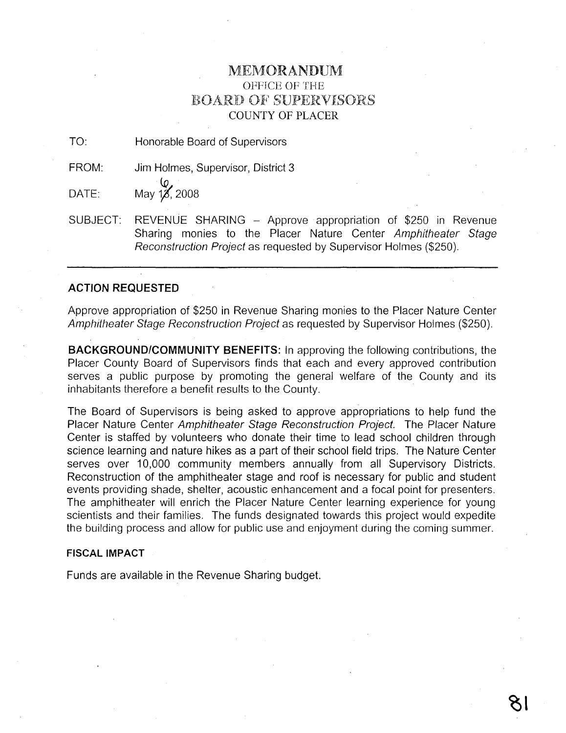# MEMORANDUM

## OFFICE OF THE
## BOARD OF SUPERVISORS
## COUNTY OF PLACER

TO: Honorable Board of Supervisors

FROM: Jim Holmes, Supervisor, District 3

DATE: May 6, 2008

SUBJECT: REVENUE SHARING – Approve appropriation of $250 in Revenue Sharing monies to the Placer Nature Center *Amphitheater Stage Reconstruction Project* as requested by Supervisor Holmes ($250).

---

**ACTION REQUESTED**

Approve appropriation of $250 in Revenue Sharing monies to the Placer Nature Center *Amphitheater Stage Reconstruction Project* as requested by Supervisor Holmes ($250).

**BACKGROUND/COMMUNITY BENEFITS:** In approving the following contributions, the Placer County Board of Supervisors finds that each and every approved contribution serves a public purpose by promoting the general welfare of the County and its inhabitants therefore a benefit results to the County.

The Board of Supervisors is being asked to approve appropriations to help fund the Placer Nature Center *Amphitheater Stage Reconstruction Project.* The Placer Nature Center is staffed by volunteers who donate their time to lead school children through science learning and nature hikes as a part of their school field trips. The Nature Center serves over 10,000 community members annually from all Supervisory Districts. Reconstruction of the amphitheater stage and roof is necessary for public and student events providing shade, shelter, acoustic enhancement and a focal point for presenters. The amphitheater will enrich the Placer Nature Center learning experience for young scientists and their families. The funds designated towards this project would expedite the building process and allow for public use and enjoyment during the coming summer.

**FISCAL IMPACT**

Funds are available in the Revenue Sharing budget.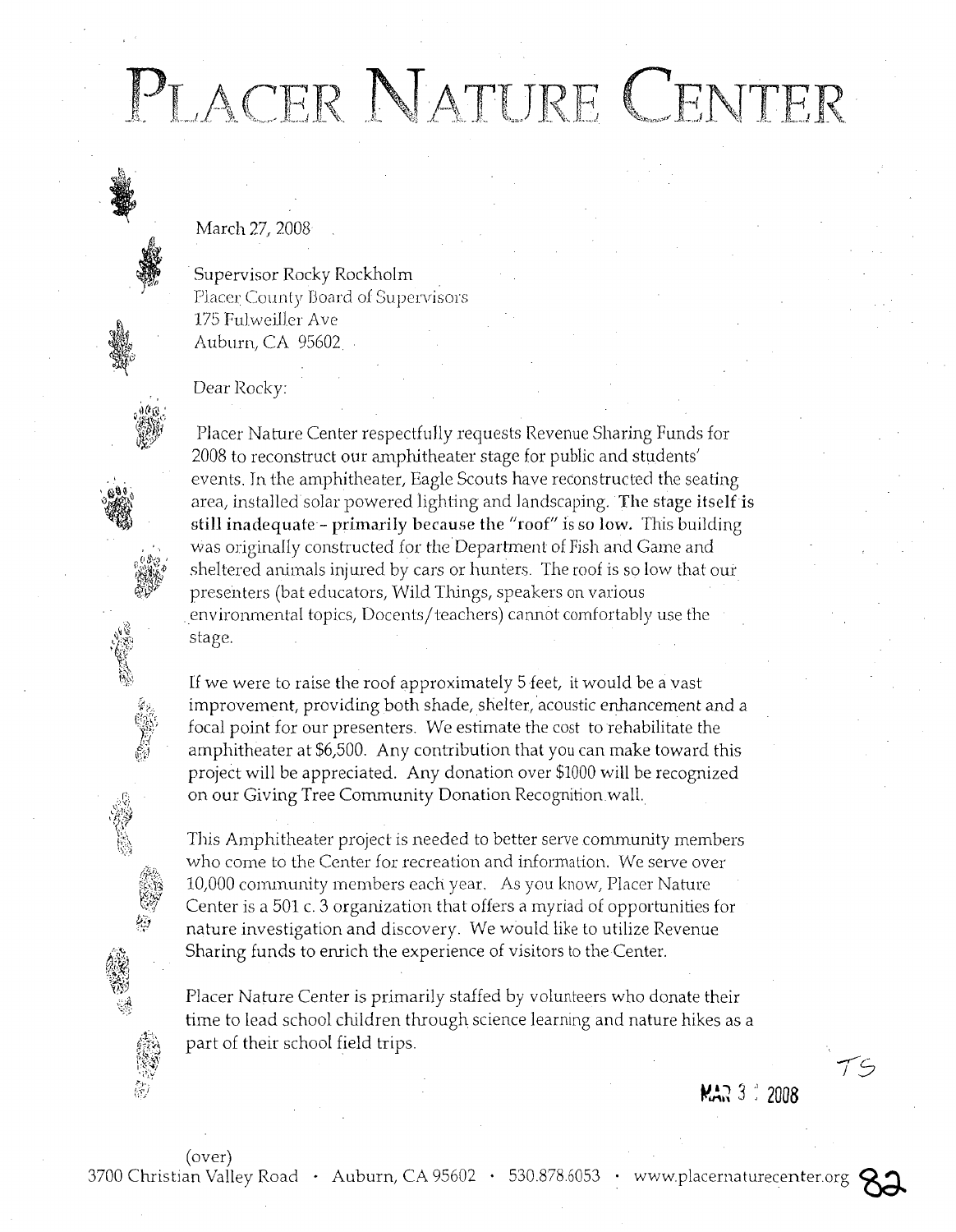# PLACER NATURE CENTER

March 27, 2008

Supervisor Rocky Rockholm
Placer County Board of Supervisors
175 Fulweiller Ave
Auburn, CA 95602

Dear Rocky:

Placer Nature Center respectfully requests Revenue Sharing Funds for 2008 to reconstruct our amphitheater stage for public and students' events. In the amphitheater, Eagle Scouts have reconstructed the seating area, installed solar powered lighting and landscaping. **The stage itself is still inadequate - primarily because the "roof" is so low.** This building was originally constructed for the Department of Fish and Game and sheltered animals injured by cars or hunters. The roof is so low that our presenters (bat educators, Wild Things, speakers on various environmental topics, Docents/teachers) cannot comfortably use the stage.

If we were to raise the roof approximately 5 feet, it would be a vast improvement, providing both shade, shelter, acoustic enhancement and a focal point for our presenters. We estimate the cost to rehabilitate the amphitheater at $6,500. Any contribution that you can make toward this project will be appreciated. Any donation over $1000 will be recognized on our Giving Tree Community Donation Recognition wall.

This Amphitheater project is needed to better serve community members who come to the Center for recreation and information. We serve over 10,000 community members each year. As you know, Placer Nature Center is a 501 c. 3 organization that offers a myriad of opportunities for nature investigation and discovery. We would like to utilize Revenue Sharing funds to enrich the experience of visitors to the Center.

Placer Nature Center is primarily staffed by volunteers who donate their time to lead school children through science learning and nature hikes as a part of their school field trips.

TS

MAR 3 : 2008

(over)

3700 Christian Valley Road · Auburn, CA 95602 · 530.878.6053 · www.placernaturecenter.org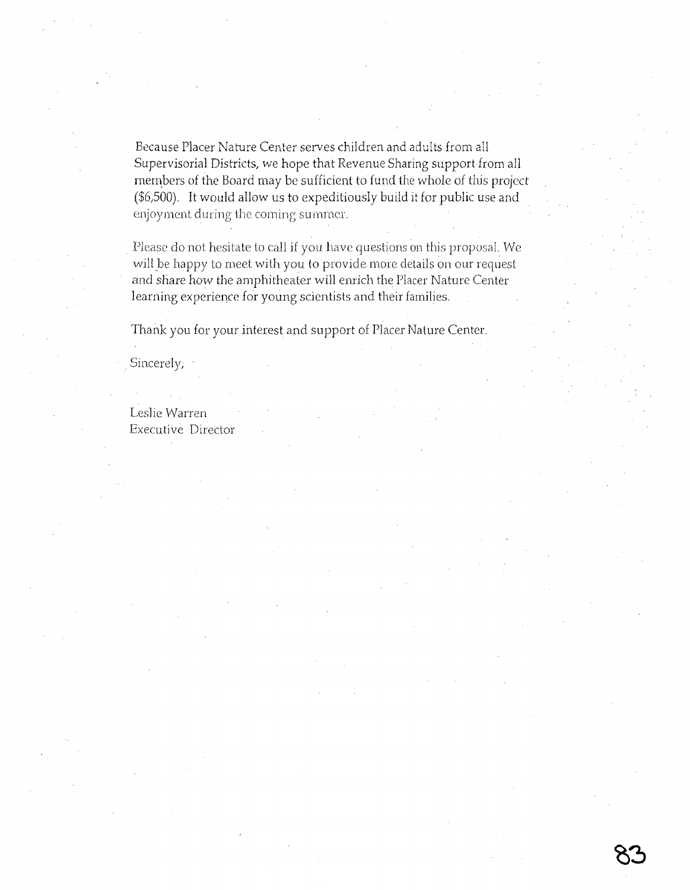Because Placer Nature Center serves children and adults from all Supervisorial Districts, we hope that Revenue Sharing support from all members of the Board may be sufficient to fund the whole of this project ($6,500). It would allow us to expeditiously build it for public use and enjoyment during the coming summer.

Please do not hesitate to call if you have questions on this proposal. We will be happy to meet with you to provide more details on our request and share how the amphitheater will enrich the Placer Nature Center learning experience for young scientists and their families.

Thank you for your interest and support of Placer Nature Center.

Sincerely,

Leslie Warren
Executive Director